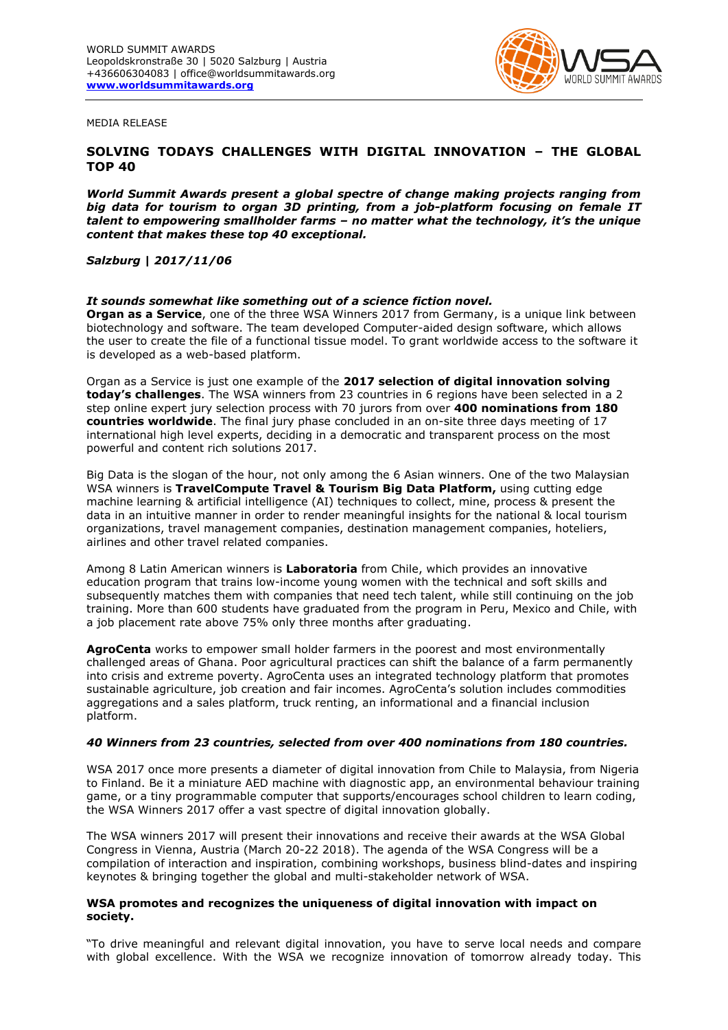WORLD SUMMIT AWARDS
Leopoldskronstraße 30 | 5020 Salzburg | Austria
+436606304083 | office@worldsummitawards.org
**www.worldsummitawards.org**

MEDIA RELEASE

# SOLVING TODAYS CHALLENGES WITH DIGITAL INNOVATION – THE GLOBAL TOP 40

***World Summit Awards present a global spectre of change making projects ranging from big data for tourism to organ 3D printing, from a job-platform focusing on female IT talent to empowering smallholder farms – no matter what the technology, it's the unique content that makes these top 40 exceptional.***

***Salzburg | 2017/11/06***

***It sounds somewhat like something out of a science fiction novel.***
**Organ as a Service**, one of the three WSA Winners 2017 from Germany, is a unique link between biotechnology and software. The team developed Computer-aided design software, which allows the user to create the file of a functional tissue model. To grant worldwide access to the software it is developed as a web-based platform.

Organ as a Service is just one example of the **2017 selection of digital innovation solving today's challenges**. The WSA winners from 23 countries in 6 regions have been selected in a 2 step online expert jury selection process with 70 jurors from over **400 nominations from 180 countries worldwide**. The final jury phase concluded in an on-site three days meeting of 17 international high level experts, deciding in a democratic and transparent process on the most powerful and content rich solutions 2017.

Big Data is the slogan of the hour, not only among the 6 Asian winners. One of the two Malaysian WSA winners is **TravelCompute Travel & Tourism Big Data Platform,** using cutting edge machine learning & artificial intelligence (AI) techniques to collect, mine, process & present the data in an intuitive manner in order to render meaningful insights for the national & local tourism organizations, travel management companies, destination management companies, hoteliers, airlines and other travel related companies.

Among 8 Latin American winners is **Laboratoria** from Chile, which provides an innovative education program that trains low-income young women with the technical and soft skills and subsequently matches them with companies that need tech talent, while still continuing on the job training. More than 600 students have graduated from the program in Peru, Mexico and Chile, with a job placement rate above 75% only three months after graduating.

**AgroCenta** works to empower small holder farmers in the poorest and most environmentally challenged areas of Ghana. Poor agricultural practices can shift the balance of a farm permanently into crisis and extreme poverty. AgroCenta uses an integrated technology platform that promotes sustainable agriculture, job creation and fair incomes. AgroCenta's solution includes commodities aggregations and a sales platform, truck renting, an informational and a financial inclusion platform.

***40 Winners from 23 countries, selected from over 400 nominations from 180 countries.***

WSA 2017 once more presents a diameter of digital innovation from Chile to Malaysia, from Nigeria to Finland. Be it a miniature AED machine with diagnostic app, an environmental behaviour training game, or a tiny programmable computer that supports/encourages school children to learn coding, the WSA Winners 2017 offer a vast spectre of digital innovation globally.

The WSA winners 2017 will present their innovations and receive their awards at the WSA Global Congress in Vienna, Austria (March 20-22 2018). The agenda of the WSA Congress will be a compilation of interaction and inspiration, combining workshops, business blind-dates and inspiring keynotes & bringing together the global and multi-stakeholder network of WSA.

**WSA promotes and recognizes the uniqueness of digital innovation with impact on society.**

"To drive meaningful and relevant digital innovation, you have to serve local needs and compare with global excellence. With the WSA we recognize innovation of tomorrow already today. This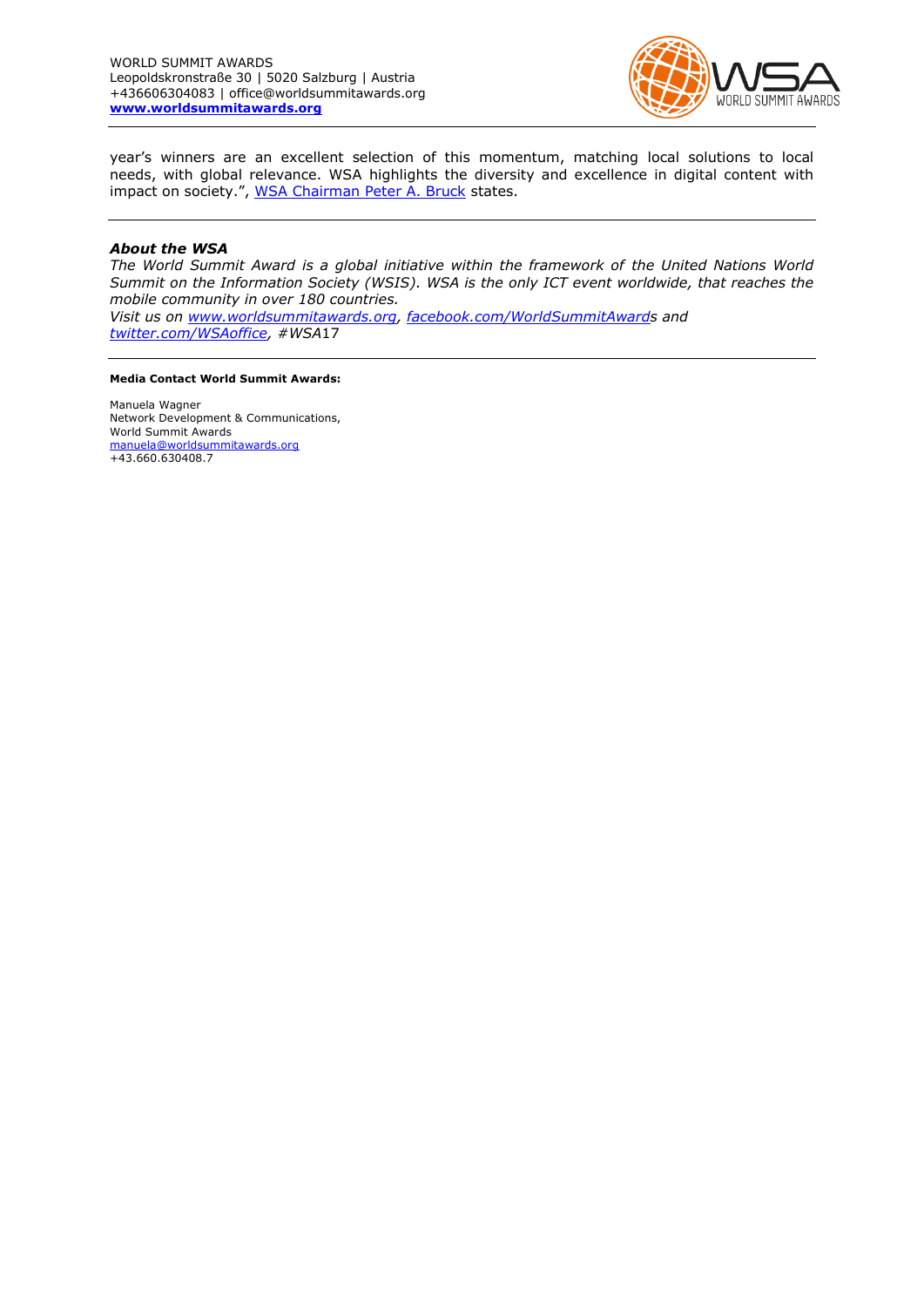year's winners are an excellent selection of this momentum, matching local solutions to local needs, with global relevance. WSA highlights the diversity and excellence in digital content with impact on society.", WSA Chairman Peter A. Bruck states.

---

***About the WSA***

*The World Summit Award is a global initiative within the framework of the United Nations World Summit on the Information Society (WSIS). WSA is the only ICT event worldwide, that reaches the mobile community in over 180 countries.*

*Visit us on www.worldsummitawards.org, facebook.com/WorldSummitAwards and twitter.com/WSAoffice, #WSA*17

---

**Media Contact World Summit Awards:**

Manuela Wagner
Network Development & Communications,
World Summit Awards
manuela@worldsummitawards.org
+43.660.630408.7